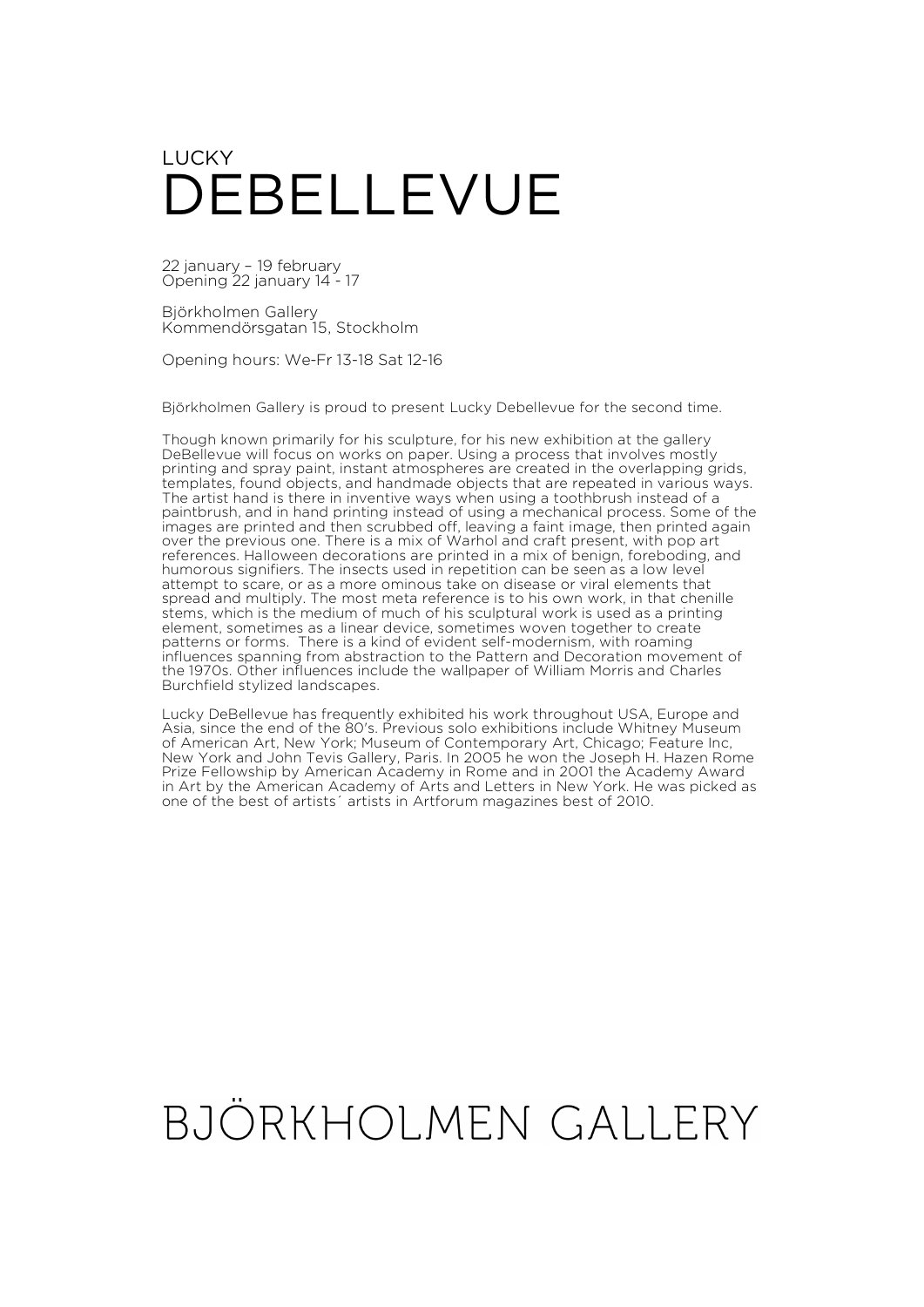LUCKY
# DEBELLEVUE

22 january – 19 february
Opening 22 january 14 - 17

Björkholmen Gallery
Kommendörsgatan 15, Stockholm

Opening hours: We-Fr 13-18 Sat 12-16

Björkholmen Gallery is proud to present Lucky Debellevue for the second time.

Though known primarily for his sculpture, for his new exhibition at the gallery DeBellevue will focus on works on paper. Using a process that involves mostly printing and spray paint, instant atmospheres are created in the overlapping grids, templates, found objects, and handmade objects that are repeated in various ways. The artist hand is there in inventive ways when using a toothbrush instead of a paintbrush, and in hand printing instead of using a mechanical process. Some of the images are printed and then scrubbed off, leaving a faint image, then printed again over the previous one. There is a mix of Warhol and craft present, with pop art references. Halloween decorations are printed in a mix of benign, foreboding, and humorous signifiers. The insects used in repetition can be seen as a low level attempt to scare, or as a more ominous take on disease or viral elements that spread and multiply. The most meta reference is to his own work, in that chenille stems, which is the medium of much of his sculptural work is used as a printing element, sometimes as a linear device, sometimes woven together to create patterns or forms. There is a kind of evident self-modernism, with roaming influences spanning from abstraction to the Pattern and Decoration movement of the 1970s. Other influences include the wallpaper of William Morris and Charles Burchfield stylized landscapes.

Lucky DeBellevue has frequently exhibited his work throughout USA, Europe and Asia, since the end of the 80's. Previous solo exhibitions include Whitney Museum of American Art, New York; Museum of Contemporary Art, Chicago; Feature Inc, New York and John Tevis Gallery, Paris. In 2005 he won the Joseph H. Hazen Rome Prize Fellowship by American Academy in Rome and in 2001 the Academy Award in Art by the American Academy of Arts and Letters in New York. He was picked as one of the best of artists´ artists in Artforum magazines best of 2010.

BJÖRKHOLMEN GALLERY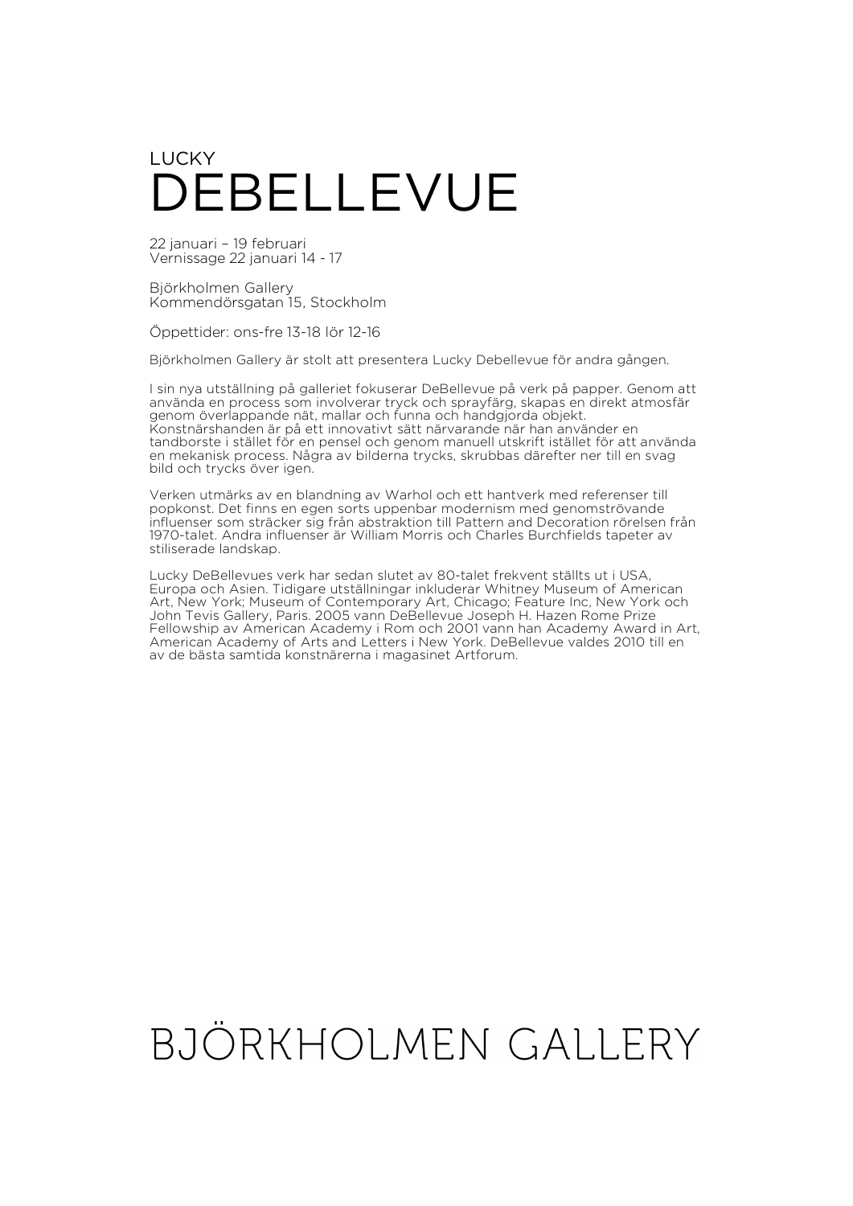LUCKY

# DEBELLEVUE

22 januari – 19 februari
Vernissage 22 januari 14 - 17

Björkholmen Gallery
Kommendörsgatan 15, Stockholm

Öppettider: ons-fre 13-18 lör 12-16

Björkholmen Gallery är stolt att presentera Lucky Debellevue för andra gången.

I sin nya utställning på galleriet fokuserar DeBellevue på verk på papper. Genom att använda en process som involverar tryck och sprayfärg, skapas en direkt atmosfär genom överlappande nät, mallar och funna och handgjorda objekt. Konstnärshanden är på ett innovativt sätt närvarande när han använder en tandborste i stället för en pensel och genom manuell utskrift istället för att använda en mekanisk process. Några av bilderna trycks, skrubbas därefter ner till en svag bild och trycks över igen.

Verken utmärks av en blandning av Warhol och ett hantverk med referenser till popkonst. Det finns en egen sorts uppenbar modernism med genomströvande influenser som sträcker sig från abstraktion till Pattern and Decoration rörelsen från 1970-talet. Andra influenser är William Morris och Charles Burchfields tapeter av stiliserade landskap.

Lucky DeBellevues verk har sedan slutet av 80-talet frekvent ställts ut i USA, Europa och Asien. Tidigare utställningar inkluderar Whitney Museum of American Art, New York; Museum of Contemporary Art, Chicago; Feature Inc, New York och John Tevis Gallery, Paris. 2005 vann DeBellevue Joseph H. Hazen Rome Prize Fellowship av American Academy i Rom och 2001 vann han Academy Award in Art, American Academy of Arts and Letters i New York. DeBellevue valdes 2010 till en av de bästa samtida konstnärerna i magasinet Artforum.

BJÖRKHOLMEN GALLERY